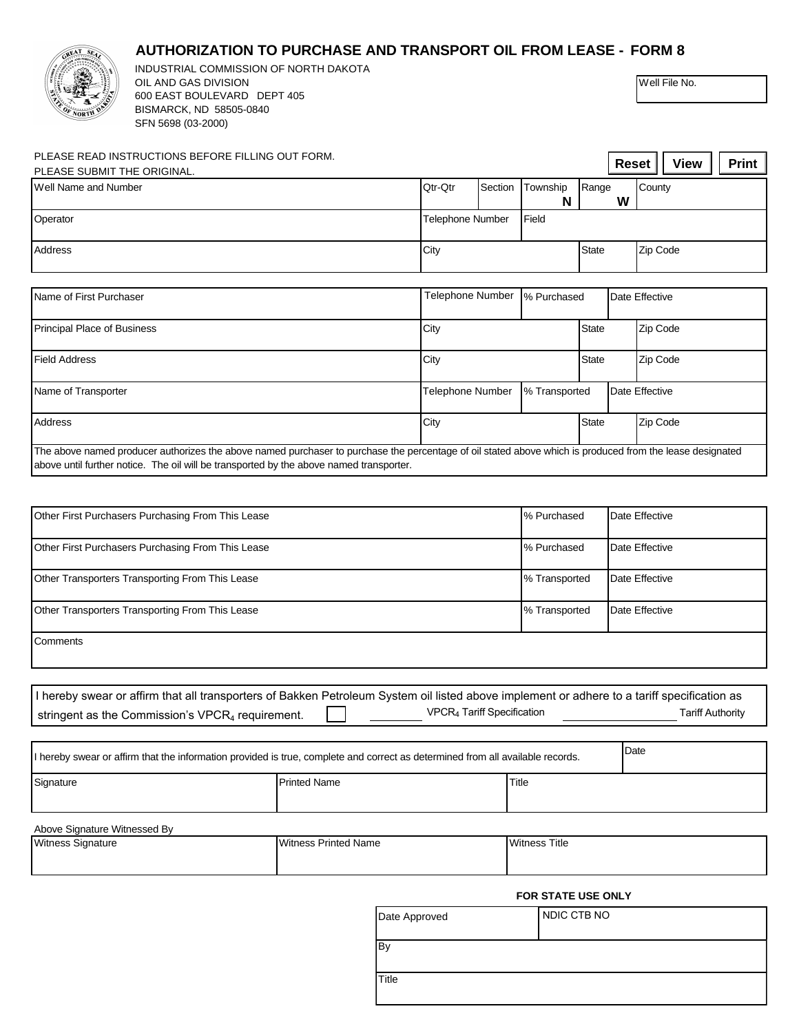# AUTHORIZATION TO PURCHASE AND TRANSPORT OIL FROM LEASE - FORM 8

INDUSTRIAL COMMISSION OF NORTH DAKOTA
OIL AND GAS DIVISION
600 EAST BOULEVARD DEPT 405
BISMARCK, ND 58505-0840
SFN 5698 (03-2000)

| Well File No. |
|---|
| |

PLEASE READ INSTRUCTIONS BEFORE FILLING OUT FORM.
PLEASE SUBMIT THE ORIGINAL.

Reset | View | Print

| Well Name and Number | Qtr-Qtr | Section | Township N | Range W | County |
|---|---|---|---|---|---|
| | | | | | |

| Operator | Telephone Number | Field |
|---|---|---|
| | | |

| Address | City | State | Zip Code |
|---|---|---|---|
| | | | |

| Name of First Purchaser | Telephone Number | % Purchased | Date Effective |
|---|---|---|---|
| | | | |

| Principal Place of Business | City | State | Zip Code |
|---|---|---|---|
| | | | |

| Field Address | City | State | Zip Code |
|---|---|---|---|
| | | | |

| Name of Transporter | Telephone Number | % Transported | Date Effective |
|---|---|---|---|
| | | | |

| Address | City | State | Zip Code |
|---|---|---|---|
| | | | |

The above named producer authorizes the above named purchaser to purchase the percentage of oil stated above which is produced from the lease designated above until further notice. The oil will be transported by the above named transporter.

| Other First Purchasers Purchasing From This Lease | % Purchased | Date Effective |
|---|---|---|
| | | |
| Other First Purchasers Purchasing From This Lease | % Purchased | Date Effective |
| | | |
| Other Transporters Transporting From This Lease | % Transported | Date Effective |
| | | |
| Other Transporters Transporting From This Lease | % Transported | Date Effective |
| | | |

Comments

I hereby swear or affirm that all transporters of Bakken Petroleum System oil listed above implement or adhere to a tariff specification as stringent as the Commission's $VPCR_4$ requirement. ☐ ________ $VPCR_4$ Tariff Specification ________ Tariff Authority

| I hereby swear or affirm that the information provided is true, complete and correct as determined from all available records. | | Date |
|---|---|---|
| Signature | Printed Name | Title |
| | | |

Above Signature Witnessed By

| Witness Signature | Witness Printed Name | Witness Title |
|---|---|---|
| | | |

**FOR STATE USE ONLY**

| Date Approved | NDIC CTB NO |
|---|---|
| By | |
| Title | |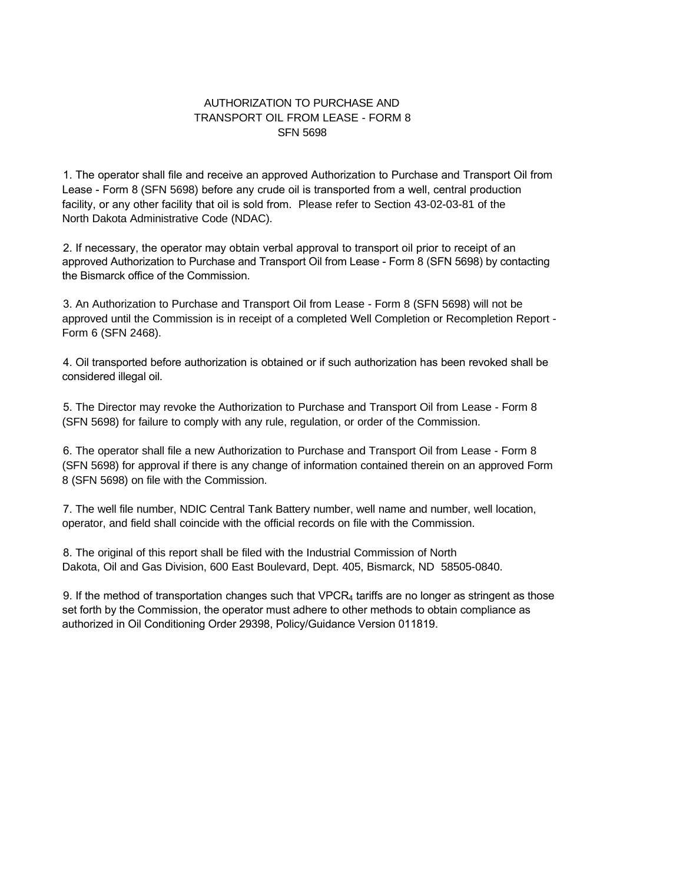# AUTHORIZATION TO PURCHASE AND TRANSPORT OIL FROM LEASE - FORM 8
## SFN 5698

1. The operator shall file and receive an approved Authorization to Purchase and Transport Oil from Lease - Form 8 (SFN 5698) before any crude oil is transported from a well, central production facility, or any other facility that oil is sold from. Please refer to Section 43-02-03-81 of the North Dakota Administrative Code (NDAC).

2. If necessary, the operator may obtain verbal approval to transport oil prior to receipt of an approved Authorization to Purchase and Transport Oil from Lease - Form 8 (SFN 5698) by contacting the Bismarck office of the Commission.

3. An Authorization to Purchase and Transport Oil from Lease - Form 8 (SFN 5698) will not be approved until the Commission is in receipt of a completed Well Completion or Recompletion Report - Form 6 (SFN 2468).

4. Oil transported before authorization is obtained or if such authorization has been revoked shall be considered illegal oil.

5. The Director may revoke the Authorization to Purchase and Transport Oil from Lease - Form 8 (SFN 5698) for failure to comply with any rule, regulation, or order of the Commission.

6. The operator shall file a new Authorization to Purchase and Transport Oil from Lease - Form 8 (SFN 5698) for approval if there is any change of information contained therein on an approved Form 8 (SFN 5698) on file with the Commission.

7. The well file number, NDIC Central Tank Battery number, well name and number, well location, operator, and field shall coincide with the official records on file with the Commission.

8. The original of this report shall be filed with the Industrial Commission of North Dakota, Oil and Gas Division, 600 East Boulevard, Dept. 405, Bismarck, ND 58505-0840.

9. If the method of transportation changes such that $VPCR_4$ tariffs are no longer as stringent as those set forth by the Commission, the operator must adhere to other methods to obtain compliance as authorized in Oil Conditioning Order 29398, Policy/Guidance Version 011819.